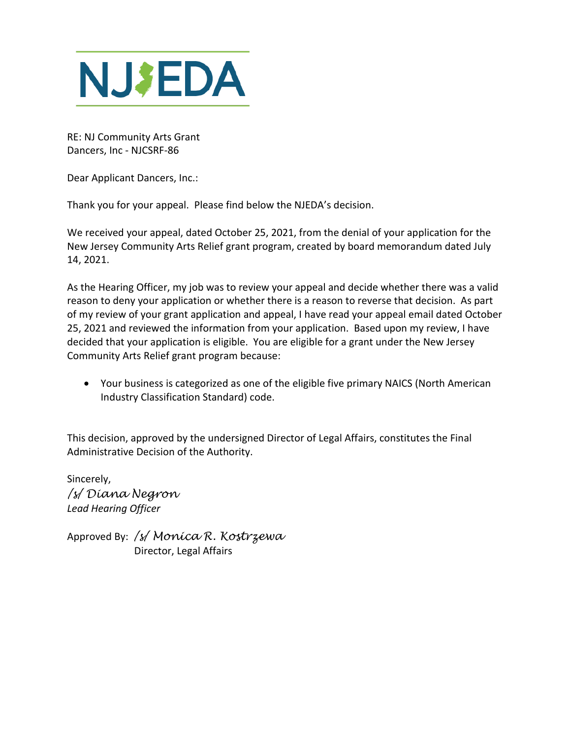NJEDA

RE: NJ Community Arts Grant
Dancers, Inc - NJCSRF-86

Dear Applicant Dancers, Inc.:

Thank you for your appeal. Please find below the NJEDA's decision.

We received your appeal, dated October 25, 2021, from the denial of your application for the New Jersey Community Arts Relief grant program, created by board memorandum dated July 14, 2021.

As the Hearing Officer, my job was to review your appeal and decide whether there was a valid reason to deny your application or whether there is a reason to reverse that decision. As part of my review of your grant application and appeal, I have read your appeal email dated October 25, 2021 and reviewed the information from your application. Based upon my review, I have decided that your application is eligible. You are eligible for a grant under the New Jersey Community Arts Relief grant program because:

- Your business is categorized as one of the eligible five primary NAICS (North American Industry Classification Standard) code.

This decision, approved by the undersigned Director of Legal Affairs, constitutes the Final Administrative Decision of the Authority.

Sincerely,
*/s/ Diana Negron*
*Lead Hearing Officer*

Approved By: */s/ Monica R. Kostrzewa*
Director, Legal Affairs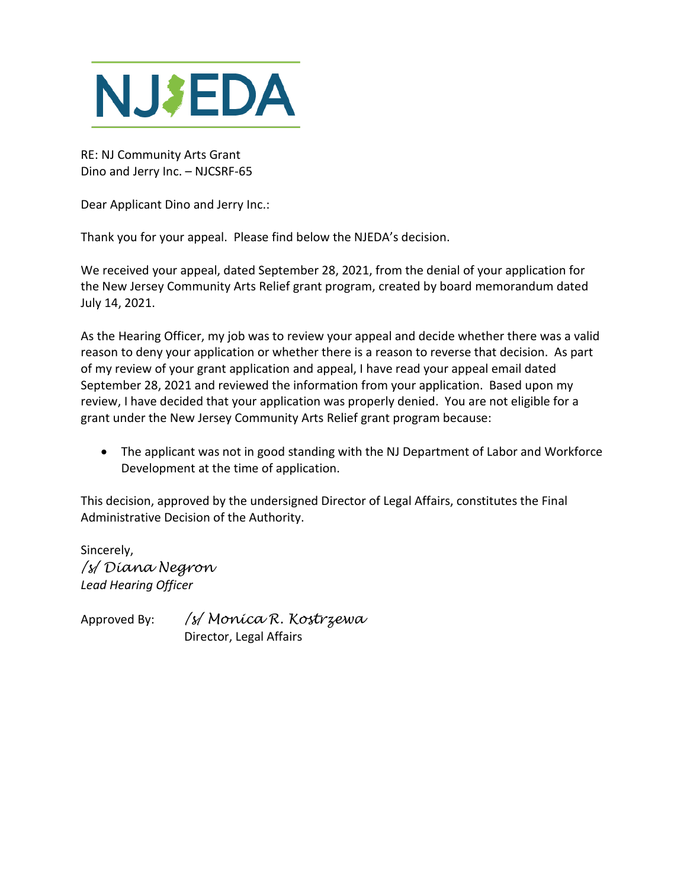NJEDA

RE: NJ Community Arts Grant
Dino and Jerry Inc. – NJCSRF-65

Dear Applicant Dino and Jerry Inc.:

Thank you for your appeal. Please find below the NJEDA's decision.

We received your appeal, dated September 28, 2021, from the denial of your application for the New Jersey Community Arts Relief grant program, created by board memorandum dated July 14, 2021.

As the Hearing Officer, my job was to review your appeal and decide whether there was a valid reason to deny your application or whether there is a reason to reverse that decision. As part of my review of your grant application and appeal, I have read your appeal email dated September 28, 2021 and reviewed the information from your application. Based upon my review, I have decided that your application was properly denied. You are not eligible for a grant under the New Jersey Community Arts Relief grant program because:

- The applicant was not in good standing with the NJ Department of Labor and Workforce Development at the time of application.

This decision, approved by the undersigned Director of Legal Affairs, constitutes the Final Administrative Decision of the Authority.

Sincerely,
*/s/ Diana Negron*
*Lead Hearing Officer*

Approved By: */s/ Monica R. Kostrzewa*
Director, Legal Affairs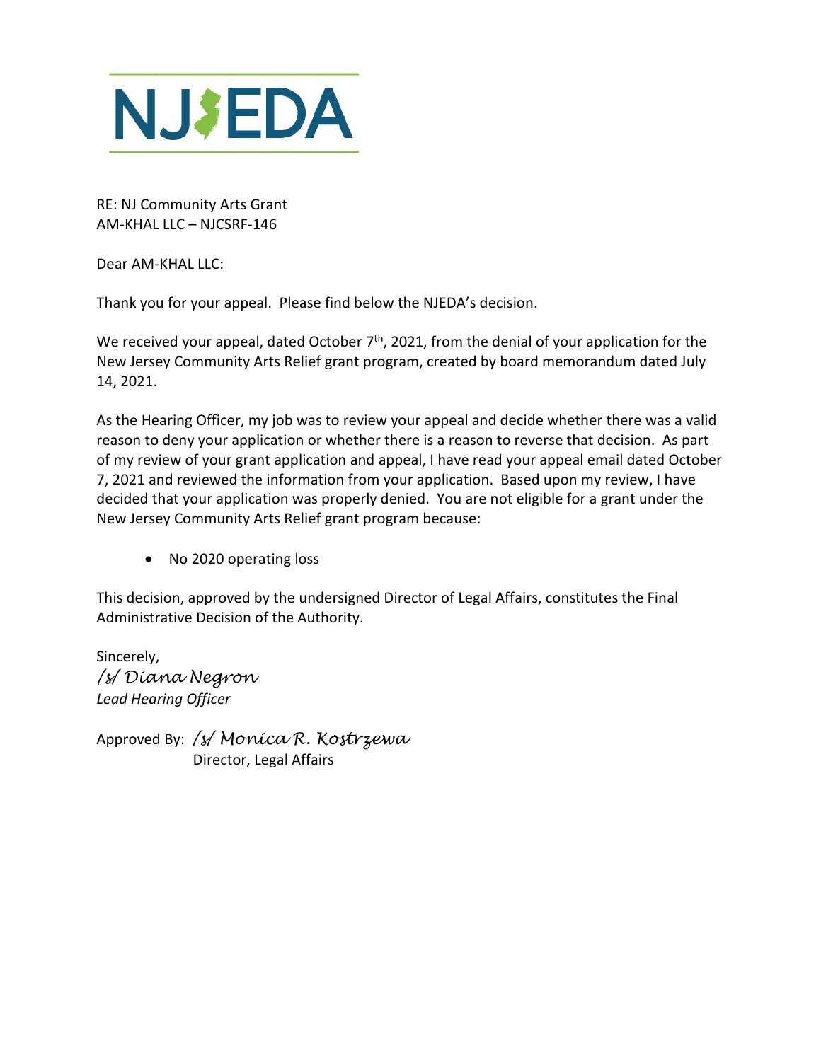NJEDA

RE: NJ Community Arts Grant
AM-KHAL LLC – NJCSRF-146

Dear AM-KHAL LLC:

Thank you for your appeal. Please find below the NJEDA's decision.

We received your appeal, dated October 7th, 2021, from the denial of your application for the New Jersey Community Arts Relief grant program, created by board memorandum dated July 14, 2021.

As the Hearing Officer, my job was to review your appeal and decide whether there was a valid reason to deny your application or whether there is a reason to reverse that decision. As part of my review of your grant application and appeal, I have read your appeal email dated October 7, 2021 and reviewed the information from your application. Based upon my review, I have decided that your application was properly denied. You are not eligible for a grant under the New Jersey Community Arts Relief grant program because:

- No 2020 operating loss

This decision, approved by the undersigned Director of Legal Affairs, constitutes the Final Administrative Decision of the Authority.

Sincerely,
*/s/ Diana Negron*
*Lead Hearing Officer*

Approved By: */s/ Monica R. Kostrzewa*
Director, Legal Affairs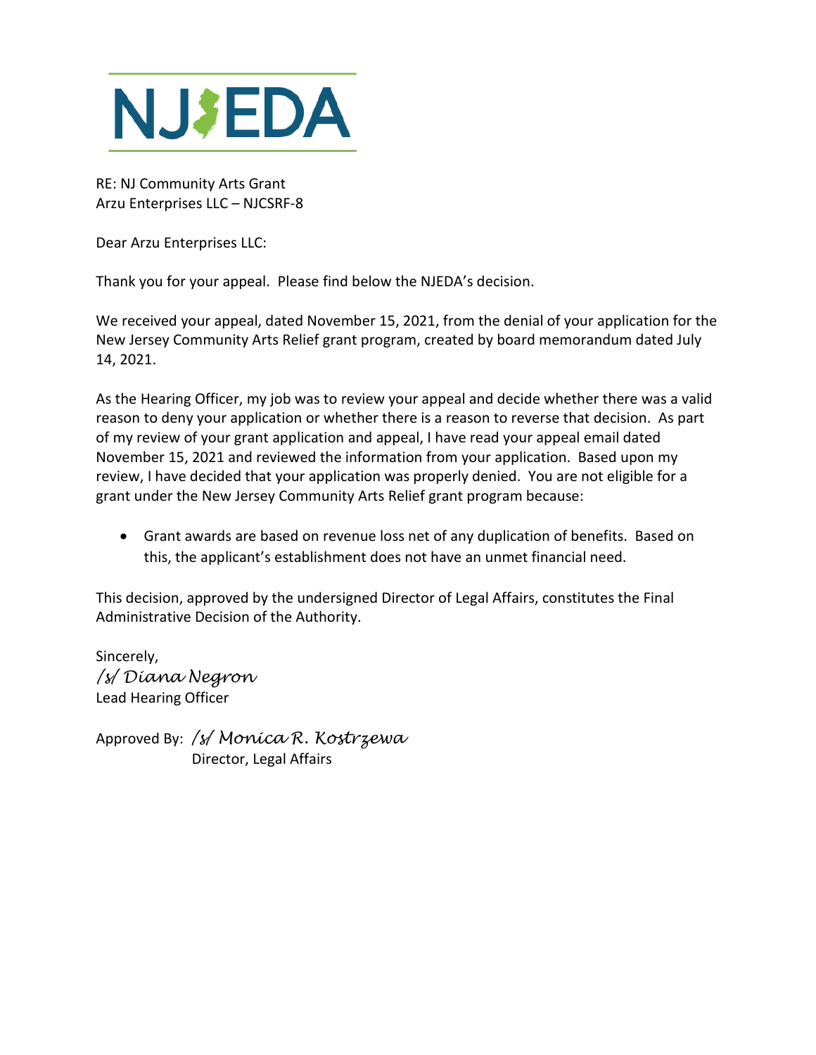NJEDA

RE: NJ Community Arts Grant
Arzu Enterprises LLC – NJCSRF-8

Dear Arzu Enterprises LLC:

Thank you for your appeal. Please find below the NJEDA's decision.

We received your appeal, dated November 15, 2021, from the denial of your application for the New Jersey Community Arts Relief grant program, created by board memorandum dated July 14, 2021.

As the Hearing Officer, my job was to review your appeal and decide whether there was a valid reason to deny your application or whether there is a reason to reverse that decision. As part of my review of your grant application and appeal, I have read your appeal email dated November 15, 2021 and reviewed the information from your application. Based upon my review, I have decided that your application was properly denied. You are not eligible for a grant under the New Jersey Community Arts Relief grant program because:

- Grant awards are based on revenue loss net of any duplication of benefits. Based on this, the applicant's establishment does not have an unmet financial need.

This decision, approved by the undersigned Director of Legal Affairs, constitutes the Final Administrative Decision of the Authority.

Sincerely,
*/s/ Diana Negron*
Lead Hearing Officer

Approved By: */s/ Monica R. Kostrzewa*
Director, Legal Affairs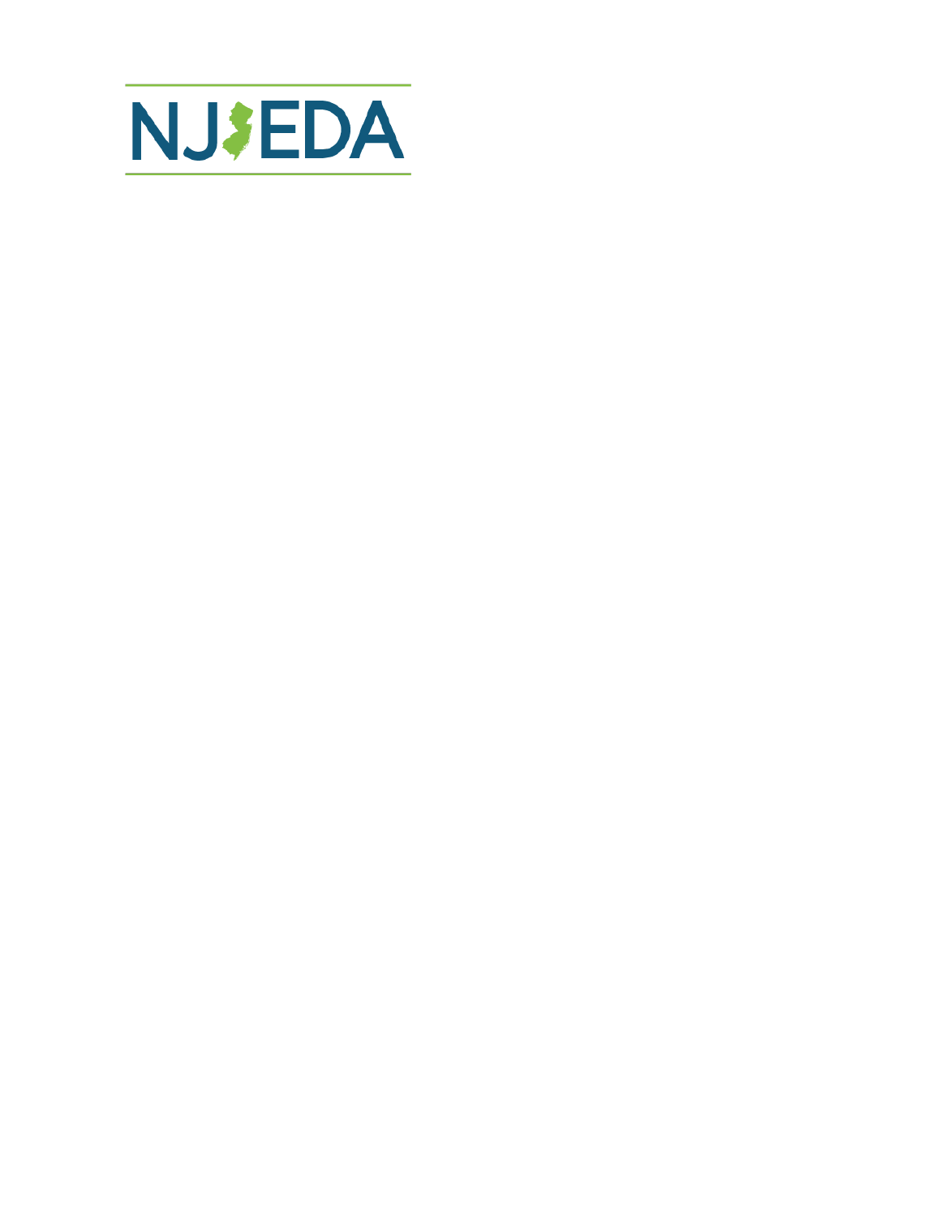NJEDA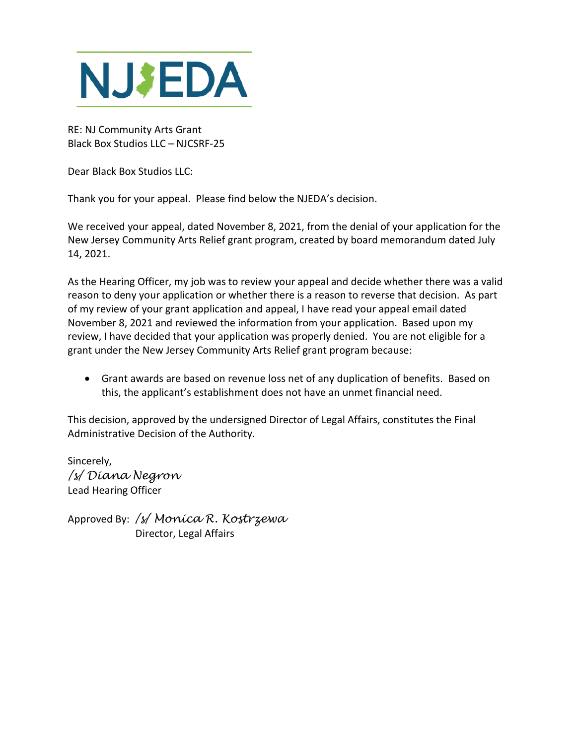NJEDA

RE: NJ Community Arts Grant
Black Box Studios LLC – NJCSRF-25

Dear Black Box Studios LLC:

Thank you for your appeal. Please find below the NJEDA's decision.

We received your appeal, dated November 8, 2021, from the denial of your application for the New Jersey Community Arts Relief grant program, created by board memorandum dated July 14, 2021.

As the Hearing Officer, my job was to review your appeal and decide whether there was a valid reason to deny your application or whether there is a reason to reverse that decision. As part of my review of your grant application and appeal, I have read your appeal email dated November 8, 2021 and reviewed the information from your application. Based upon my review, I have decided that your application was properly denied. You are not eligible for a grant under the New Jersey Community Arts Relief grant program because:

- Grant awards are based on revenue loss net of any duplication of benefits. Based on this, the applicant's establishment does not have an unmet financial need.

This decision, approved by the undersigned Director of Legal Affairs, constitutes the Final Administrative Decision of the Authority.

Sincerely,
*/s/ Diana Negron*
Lead Hearing Officer

Approved By: */s/ Monica R. Kostrzewa*
Director, Legal Affairs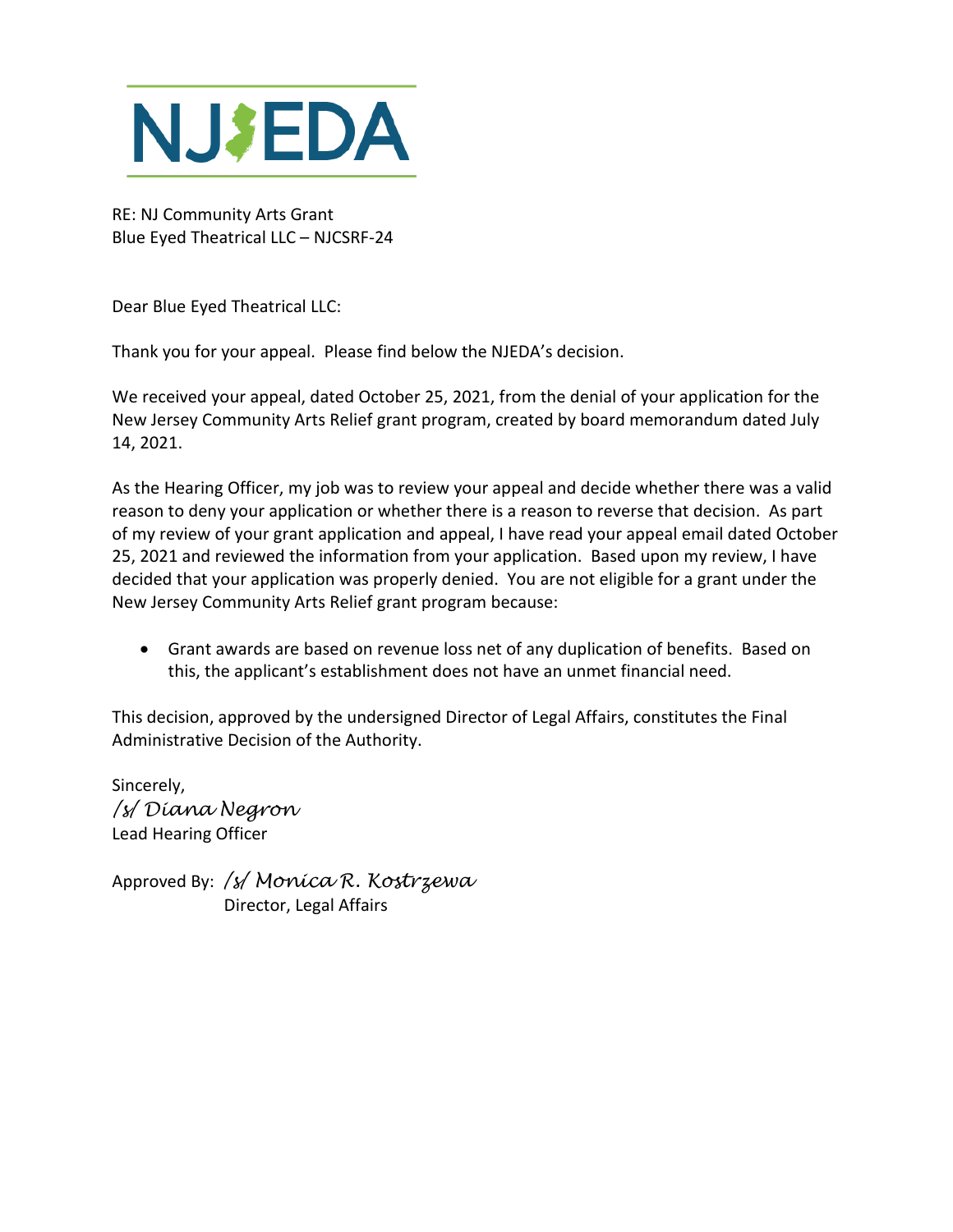NJEDA

RE: NJ Community Arts Grant
Blue Eyed Theatrical LLC – NJCSRF-24

Dear Blue Eyed Theatrical LLC:

Thank you for your appeal. Please find below the NJEDA's decision.

We received your appeal, dated October 25, 2021, from the denial of your application for the New Jersey Community Arts Relief grant program, created by board memorandum dated July 14, 2021.

As the Hearing Officer, my job was to review your appeal and decide whether there was a valid reason to deny your application or whether there is a reason to reverse that decision. As part of my review of your grant application and appeal, I have read your appeal email dated October 25, 2021 and reviewed the information from your application. Based upon my review, I have decided that your application was properly denied. You are not eligible for a grant under the New Jersey Community Arts Relief grant program because:

- Grant awards are based on revenue loss net of any duplication of benefits. Based on this, the applicant's establishment does not have an unmet financial need.

This decision, approved by the undersigned Director of Legal Affairs, constitutes the Final Administrative Decision of the Authority.

Sincerely,
*/s/ Diana Negron*
Lead Hearing Officer

Approved By: */s/ Monica R. Kostrzewa*
Director, Legal Affairs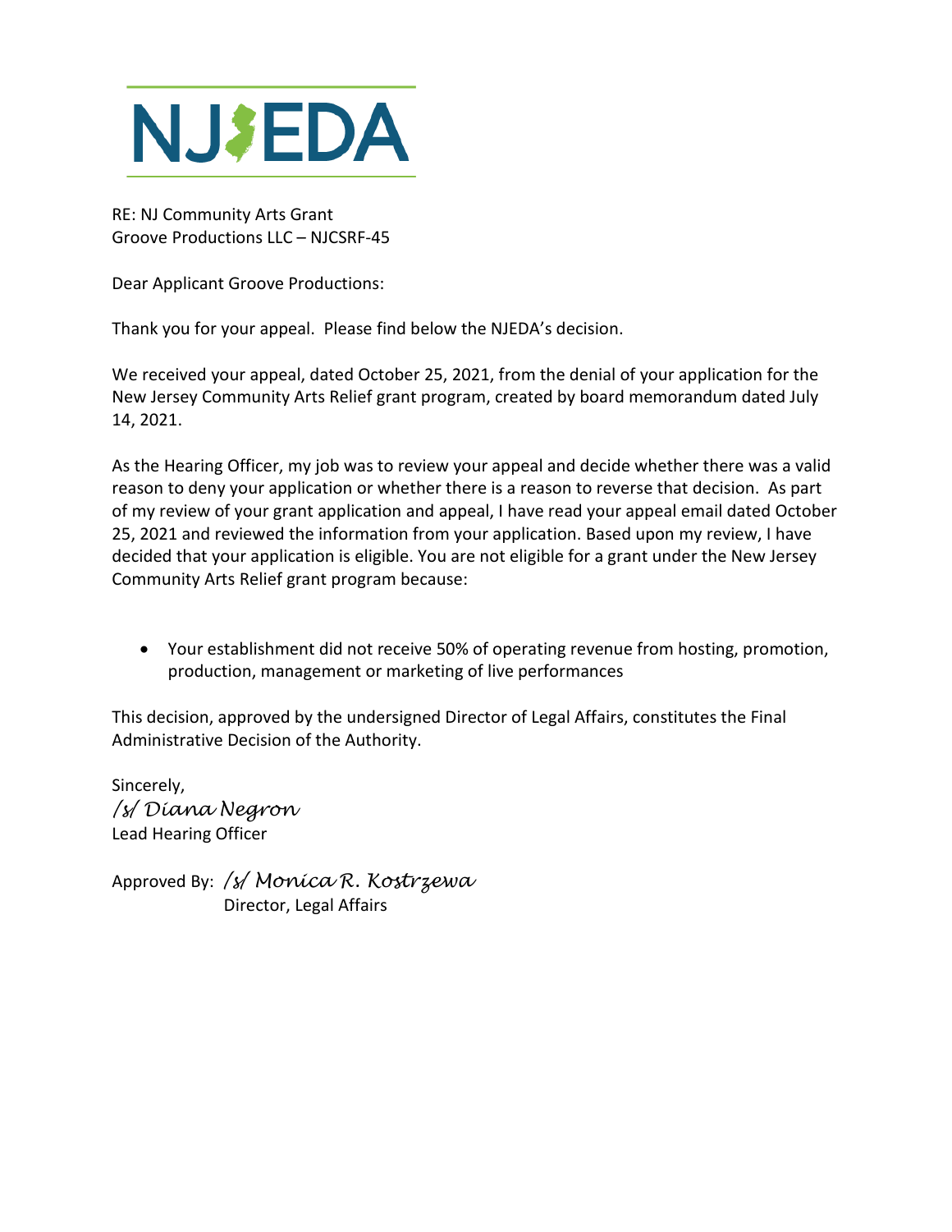NJEDA

RE: NJ Community Arts Grant
Groove Productions LLC – NJCSRF-45

Dear Applicant Groove Productions:

Thank you for your appeal. Please find below the NJEDA's decision.

We received your appeal, dated October 25, 2021, from the denial of your application for the New Jersey Community Arts Relief grant program, created by board memorandum dated July 14, 2021.

As the Hearing Officer, my job was to review your appeal and decide whether there was a valid reason to deny your application or whether there is a reason to reverse that decision. As part of my review of your grant application and appeal, I have read your appeal email dated October 25, 2021 and reviewed the information from your application. Based upon my review, I have decided that your application is eligible. You are not eligible for a grant under the New Jersey Community Arts Relief grant program because:

- Your establishment did not receive 50% of operating revenue from hosting, promotion, production, management or marketing of live performances

This decision, approved by the undersigned Director of Legal Affairs, constitutes the Final Administrative Decision of the Authority.

Sincerely,
*/s/ Diana Negron*
Lead Hearing Officer

Approved By: */s/ Monica R. Kostrzewa*
Director, Legal Affairs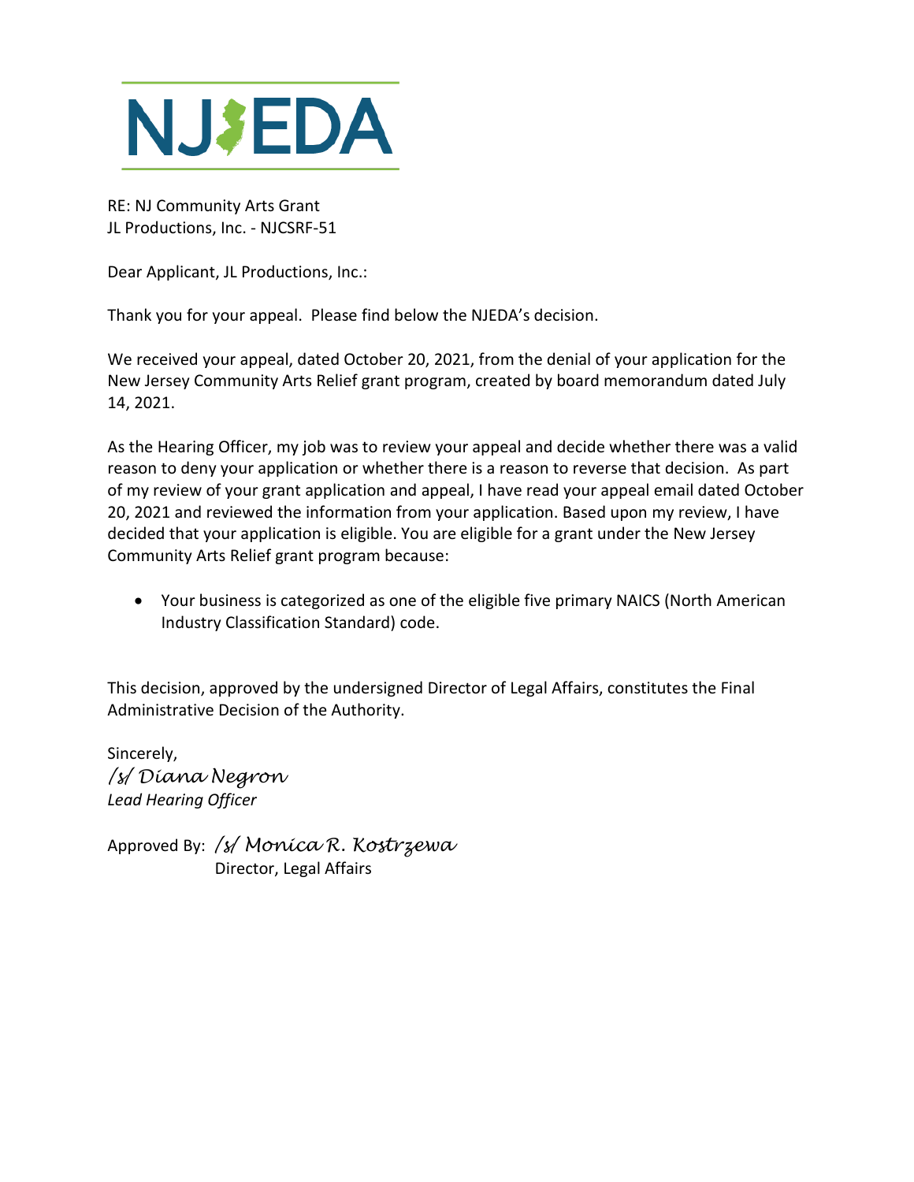NJEDA

RE: NJ Community Arts Grant
JL Productions, Inc. - NJCSRF-51

Dear Applicant, JL Productions, Inc.:

Thank you for your appeal. Please find below the NJEDA's decision.

We received your appeal, dated October 20, 2021, from the denial of your application for the New Jersey Community Arts Relief grant program, created by board memorandum dated July 14, 2021.

As the Hearing Officer, my job was to review your appeal and decide whether there was a valid reason to deny your application or whether there is a reason to reverse that decision. As part of my review of your grant application and appeal, I have read your appeal email dated October 20, 2021 and reviewed the information from your application. Based upon my review, I have decided that your application is eligible. You are eligible for a grant under the New Jersey Community Arts Relief grant program because:

- Your business is categorized as one of the eligible five primary NAICS (North American Industry Classification Standard) code.

This decision, approved by the undersigned Director of Legal Affairs, constitutes the Final Administrative Decision of the Authority.

Sincerely,
*/s/ Diana Negron*
*Lead Hearing Officer*

Approved By: */s/ Monica R. Kostrzewa*
Director, Legal Affairs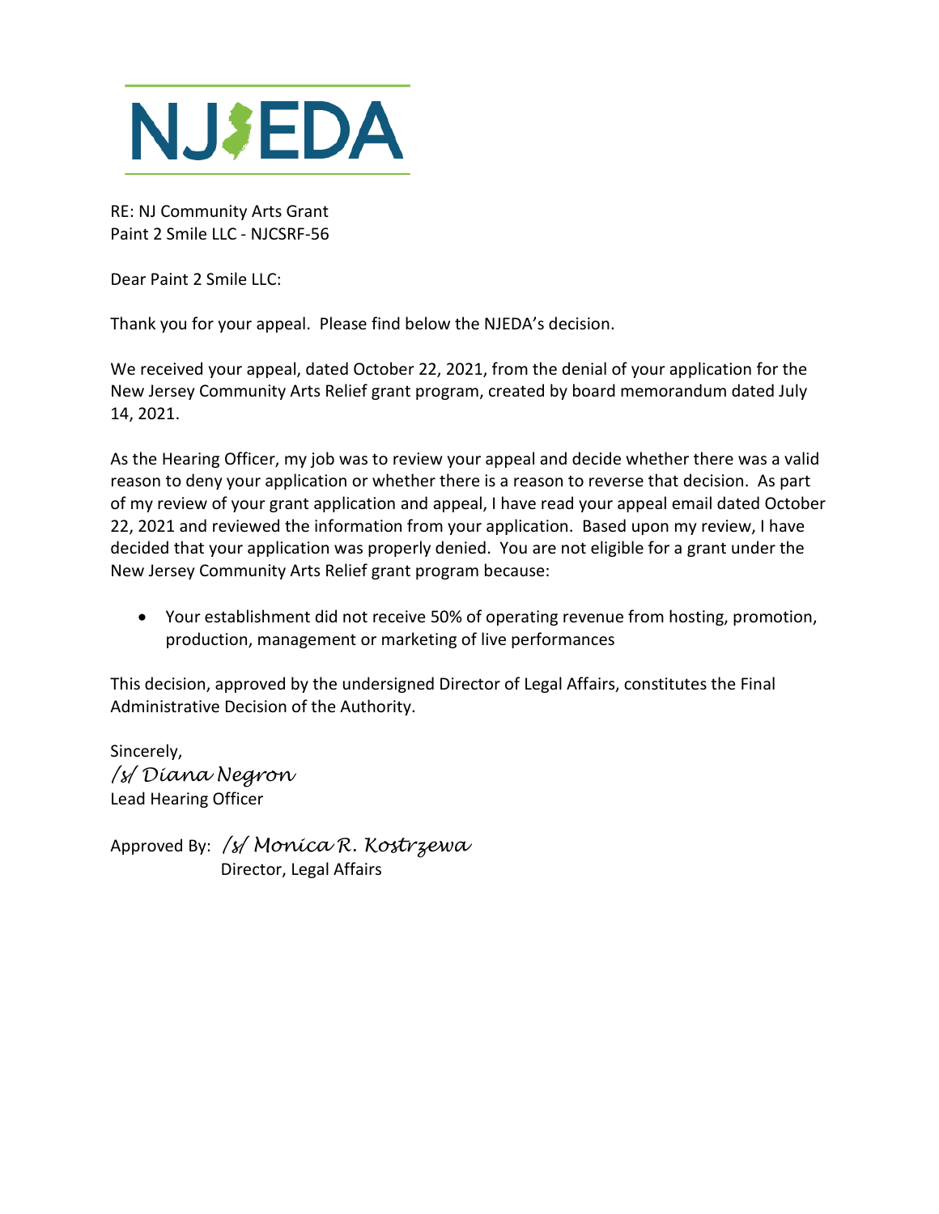NJEDA

RE: NJ Community Arts Grant
Paint 2 Smile LLC - NJCSRF-56

Dear Paint 2 Smile LLC:

Thank you for your appeal. Please find below the NJEDA's decision.

We received your appeal, dated October 22, 2021, from the denial of your application for the New Jersey Community Arts Relief grant program, created by board memorandum dated July 14, 2021.

As the Hearing Officer, my job was to review your appeal and decide whether there was a valid reason to deny your application or whether there is a reason to reverse that decision. As part of my review of your grant application and appeal, I have read your appeal email dated October 22, 2021 and reviewed the information from your application. Based upon my review, I have decided that your application was properly denied. You are not eligible for a grant under the New Jersey Community Arts Relief grant program because:

- Your establishment did not receive 50% of operating revenue from hosting, promotion, production, management or marketing of live performances

This decision, approved by the undersigned Director of Legal Affairs, constitutes the Final Administrative Decision of the Authority.

Sincerely,
/s/ Diana Negron
Lead Hearing Officer

Approved By: /s/ Monica R. Kostrzewa
Director, Legal Affairs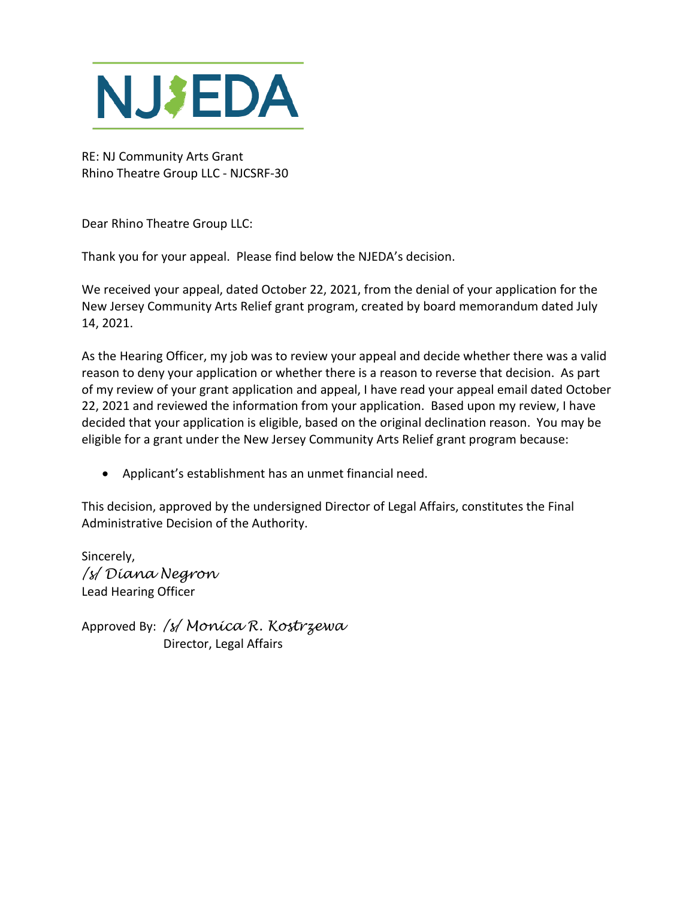NJEDA

RE: NJ Community Arts Grant
Rhino Theatre Group LLC - NJCSRF-30

Dear Rhino Theatre Group LLC:

Thank you for your appeal. Please find below the NJEDA's decision.

We received your appeal, dated October 22, 2021, from the denial of your application for the New Jersey Community Arts Relief grant program, created by board memorandum dated July 14, 2021.

As the Hearing Officer, my job was to review your appeal and decide whether there was a valid reason to deny your application or whether there is a reason to reverse that decision. As part of my review of your grant application and appeal, I have read your appeal email dated October 22, 2021 and reviewed the information from your application. Based upon my review, I have decided that your application is eligible, based on the original declination reason. You may be eligible for a grant under the New Jersey Community Arts Relief grant program because:

- Applicant's establishment has an unmet financial need.

This decision, approved by the undersigned Director of Legal Affairs, constitutes the Final Administrative Decision of the Authority.

Sincerely,
*/s/ Diana Negron*
Lead Hearing Officer

Approved By: */s/ Monica R. Kostrzewa*
Director, Legal Affairs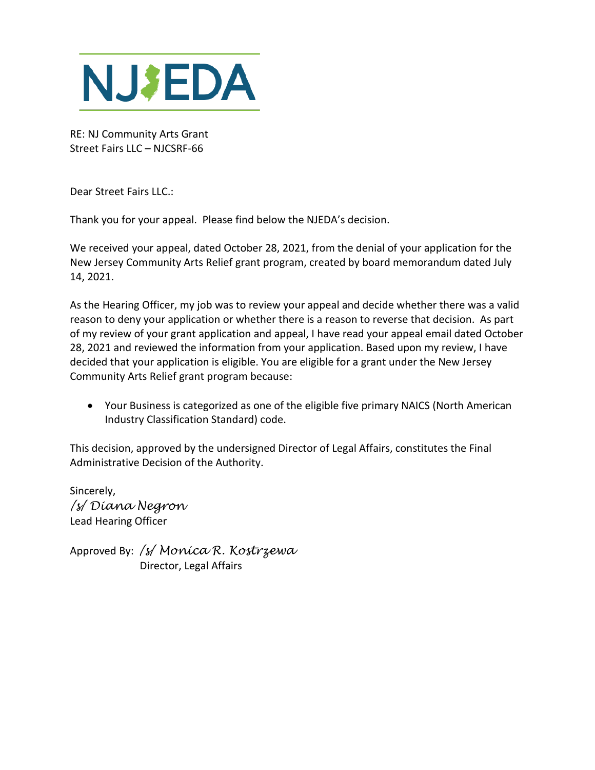NJEDA

RE: NJ Community Arts Grant
Street Fairs LLC – NJCSRF-66

Dear Street Fairs LLC.:

Thank you for your appeal. Please find below the NJEDA's decision.

We received your appeal, dated October 28, 2021, from the denial of your application for the New Jersey Community Arts Relief grant program, created by board memorandum dated July 14, 2021.

As the Hearing Officer, my job was to review your appeal and decide whether there was a valid reason to deny your application or whether there is a reason to reverse that decision. As part of my review of your grant application and appeal, I have read your appeal email dated October 28, 2021 and reviewed the information from your application. Based upon my review, I have decided that your application is eligible. You are eligible for a grant under the New Jersey Community Arts Relief grant program because:

- Your Business is categorized as one of the eligible five primary NAICS (North American Industry Classification Standard) code.

This decision, approved by the undersigned Director of Legal Affairs, constitutes the Final Administrative Decision of the Authority.

Sincerely,
*/s/ Diana Negron*
Lead Hearing Officer

Approved By: */s/ Monica R. Kostrzewa*
Director, Legal Affairs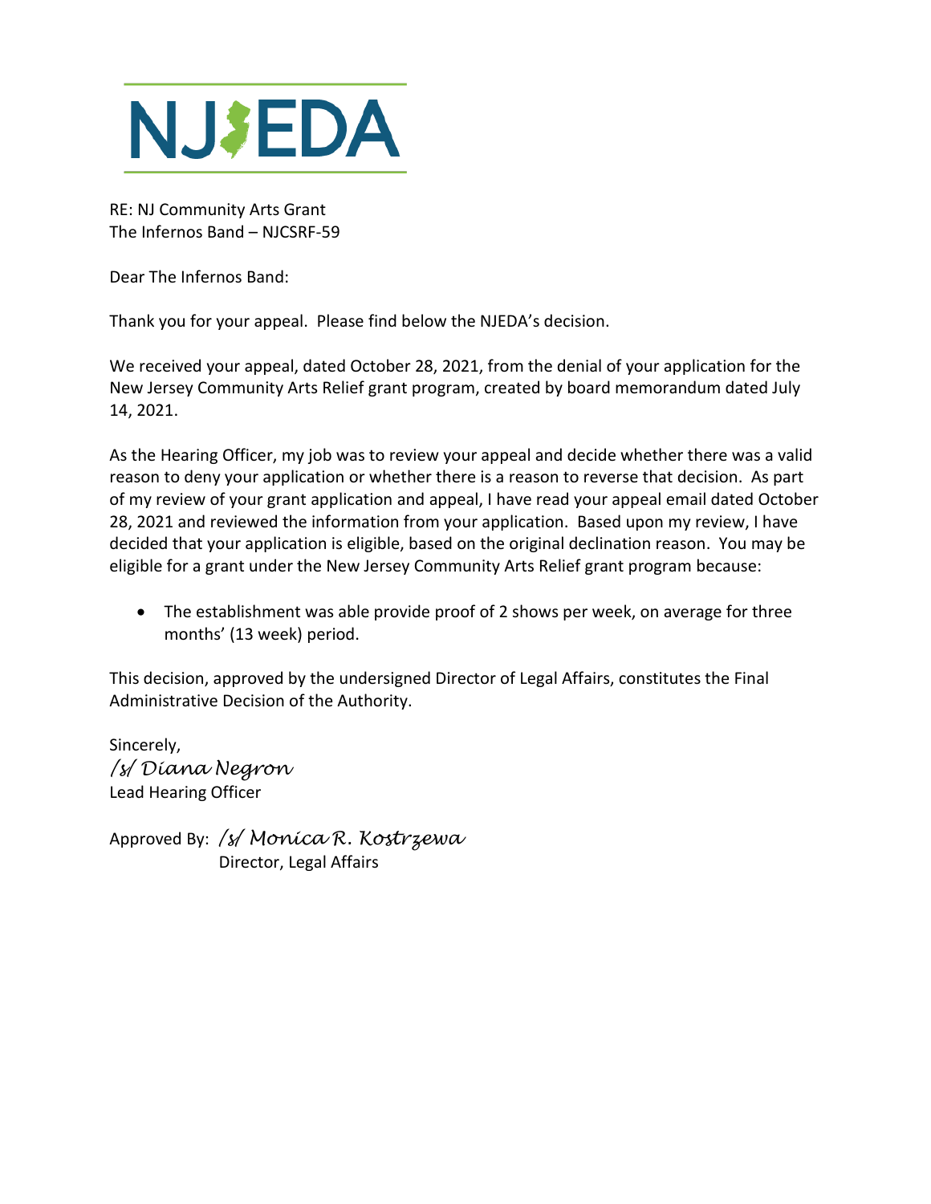NJEDA

RE: NJ Community Arts Grant
The Infernos Band – NJCSRF-59

Dear The Infernos Band:

Thank you for your appeal. Please find below the NJEDA's decision.

We received your appeal, dated October 28, 2021, from the denial of your application for the New Jersey Community Arts Relief grant program, created by board memorandum dated July 14, 2021.

As the Hearing Officer, my job was to review your appeal and decide whether there was a valid reason to deny your application or whether there is a reason to reverse that decision. As part of my review of your grant application and appeal, I have read your appeal email dated October 28, 2021 and reviewed the information from your application. Based upon my review, I have decided that your application is eligible, based on the original declination reason. You may be eligible for a grant under the New Jersey Community Arts Relief grant program because:

- The establishment was able provide proof of 2 shows per week, on average for three months' (13 week) period.

This decision, approved by the undersigned Director of Legal Affairs, constitutes the Final Administrative Decision of the Authority.

Sincerely,
*/s/ Diana Negron*
Lead Hearing Officer

Approved By: */s/ Monica R. Kostrzewa*
Director, Legal Affairs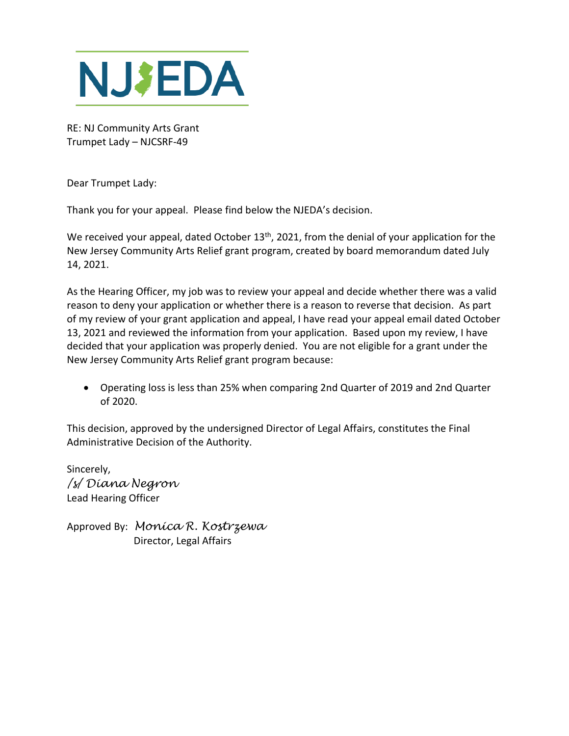NJEDA

RE: NJ Community Arts Grant
Trumpet Lady – NJCSRF-49

Dear Trumpet Lady:

Thank you for your appeal. Please find below the NJEDA's decision.

We received your appeal, dated October 13th, 2021, from the denial of your application for the New Jersey Community Arts Relief grant program, created by board memorandum dated July 14, 2021.

As the Hearing Officer, my job was to review your appeal and decide whether there was a valid reason to deny your application or whether there is a reason to reverse that decision. As part of my review of your grant application and appeal, I have read your appeal email dated October 13, 2021 and reviewed the information from your application. Based upon my review, I have decided that your application was properly denied. You are not eligible for a grant under the New Jersey Community Arts Relief grant program because:

- Operating loss is less than 25% when comparing 2nd Quarter of 2019 and 2nd Quarter of 2020.

This decision, approved by the undersigned Director of Legal Affairs, constitutes the Final Administrative Decision of the Authority.

Sincerely,
*/s/ Diana Negron*
Lead Hearing Officer

Approved By: *Monica R. Kostrzewa*
Director, Legal Affairs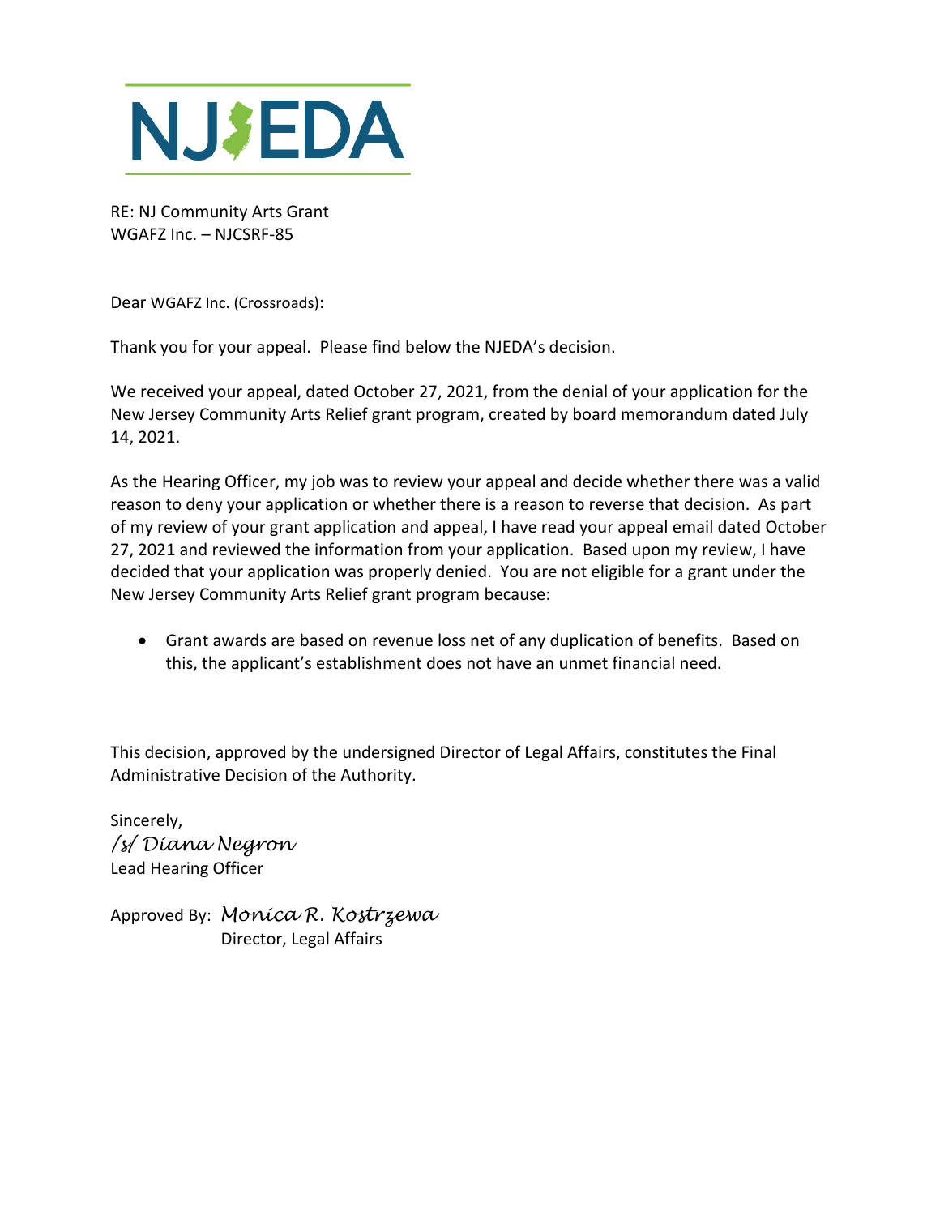NJEDA

RE: NJ Community Arts Grant
WGAFZ Inc. – NJCSRF-85

Dear WGAFZ Inc. (Crossroads):

Thank you for your appeal. Please find below the NJEDA's decision.

We received your appeal, dated October 27, 2021, from the denial of your application for the New Jersey Community Arts Relief grant program, created by board memorandum dated July 14, 2021.

As the Hearing Officer, my job was to review your appeal and decide whether there was a valid reason to deny your application or whether there is a reason to reverse that decision. As part of my review of your grant application and appeal, I have read your appeal email dated October 27, 2021 and reviewed the information from your application. Based upon my review, I have decided that your application was properly denied. You are not eligible for a grant under the New Jersey Community Arts Relief grant program because:

- Grant awards are based on revenue loss net of any duplication of benefits. Based on this, the applicant's establishment does not have an unmet financial need.

This decision, approved by the undersigned Director of Legal Affairs, constitutes the Final Administrative Decision of the Authority.

Sincerely,
*/s/ Diana Negron*
Lead Hearing Officer

Approved By: *Monica R. Kostrzewa*
Director, Legal Affairs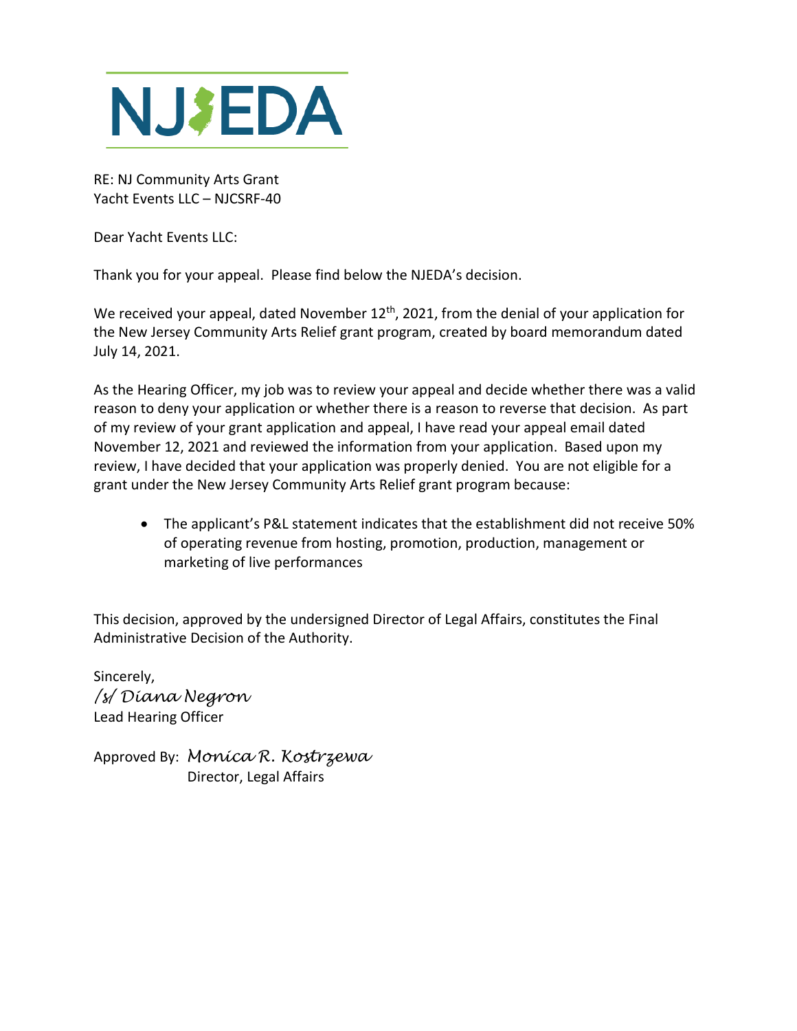NJEDA

RE: NJ Community Arts Grant
Yacht Events LLC – NJCSRF-40

Dear Yacht Events LLC:

Thank you for your appeal. Please find below the NJEDA's decision.

We received your appeal, dated November 12th, 2021, from the denial of your application for the New Jersey Community Arts Relief grant program, created by board memorandum dated July 14, 2021.

As the Hearing Officer, my job was to review your appeal and decide whether there was a valid reason to deny your application or whether there is a reason to reverse that decision. As part of my review of your grant application and appeal, I have read your appeal email dated November 12, 2021 and reviewed the information from your application. Based upon my review, I have decided that your application was properly denied. You are not eligible for a grant under the New Jersey Community Arts Relief grant program because:

- The applicant's P&L statement indicates that the establishment did not receive 50% of operating revenue from hosting, promotion, production, management or marketing of live performances

This decision, approved by the undersigned Director of Legal Affairs, constitutes the Final Administrative Decision of the Authority.

Sincerely,
*/s/ Diana Negron*
Lead Hearing Officer

Approved By: *Monica R. Kostrzewa*
Director, Legal Affairs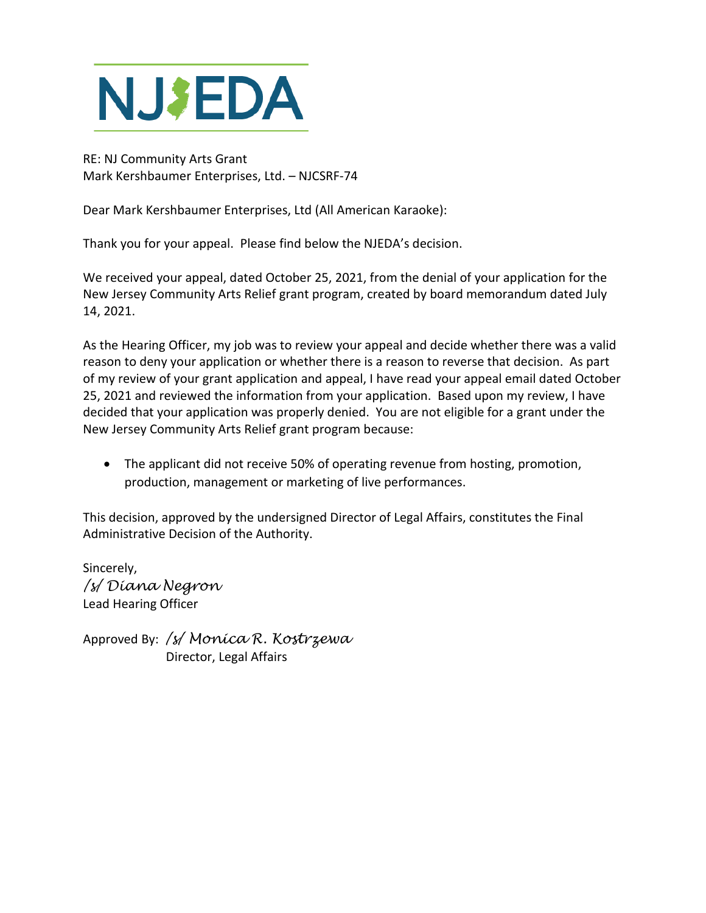NJEDA

RE: NJ Community Arts Grant
Mark Kershbaumer Enterprises, Ltd. – NJCSRF-74

Dear Mark Kershbaumer Enterprises, Ltd (All American Karaoke):

Thank you for your appeal. Please find below the NJEDA's decision.

We received your appeal, dated October 25, 2021, from the denial of your application for the New Jersey Community Arts Relief grant program, created by board memorandum dated July 14, 2021.

As the Hearing Officer, my job was to review your appeal and decide whether there was a valid reason to deny your application or whether there is a reason to reverse that decision. As part of my review of your grant application and appeal, I have read your appeal email dated October 25, 2021 and reviewed the information from your application. Based upon my review, I have decided that your application was properly denied. You are not eligible for a grant under the New Jersey Community Arts Relief grant program because:

- The applicant did not receive 50% of operating revenue from hosting, promotion, production, management or marketing of live performances.

This decision, approved by the undersigned Director of Legal Affairs, constitutes the Final Administrative Decision of the Authority.

Sincerely,
*/s/ Diana Negron*
Lead Hearing Officer

Approved By: */s/ Monica R. Kostrzewa*
Director, Legal Affairs